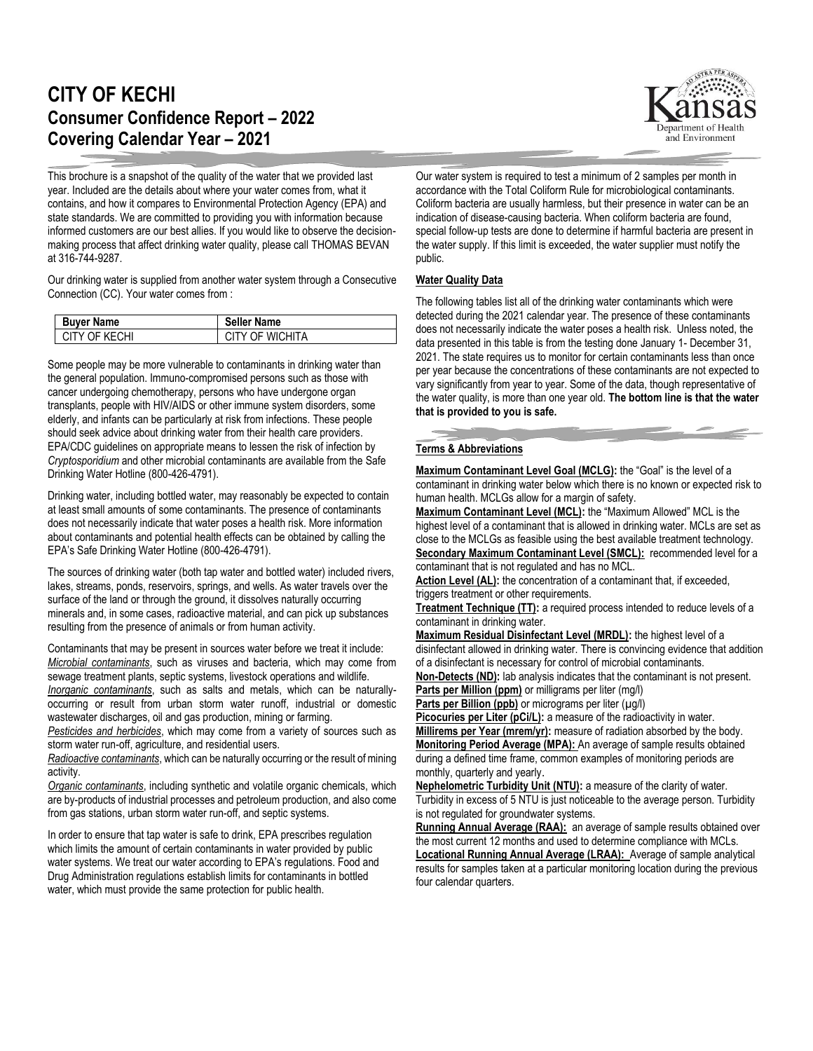# CITY OF KECHI

## Consumer Confidence Report – 2022
## Covering Calendar Year – 2021

This brochure is a snapshot of the quality of the water that we provided last year. Included are the details about where your water comes from, what it contains, and how it compares to Environmental Protection Agency (EPA) and state standards. We are committed to providing you with information because informed customers are our best allies. If you would like to observe the decision-making process that affect drinking water quality, please call THOMAS BEVAN at 316-744-9287.

Our drinking water is supplied from another water system through a Consecutive Connection (CC). Your water comes from :

| Buyer Name | Seller Name |
|---|---|
| CITY OF KECHI | CITY OF WICHITA |

Some people may be more vulnerable to contaminants in drinking water than the general population. Immuno-compromised persons such as those with cancer undergoing chemotherapy, persons who have undergone organ transplants, people with HIV/AIDS or other immune system disorders, some elderly, and infants can be particularly at risk from infections. These people should seek advice about drinking water from their health care providers. EPA/CDC guidelines on appropriate means to lessen the risk of infection by *Cryptosporidium* and other microbial contaminants are available from the Safe Drinking Water Hotline (800-426-4791).

Drinking water, including bottled water, may reasonably be expected to contain at least small amounts of some contaminants. The presence of contaminants does not necessarily indicate that water poses a health risk. More information about contaminants and potential health effects can be obtained by calling the EPA's Safe Drinking Water Hotline (800-426-4791).

The sources of drinking water (both tap water and bottled water) included rivers, lakes, streams, ponds, reservoirs, springs, and wells. As water travels over the surface of the land or through the ground, it dissolves naturally occurring minerals and, in some cases, radioactive material, and can pick up substances resulting from the presence of animals or from human activity.

Contaminants that may be present in sources water before we treat it include:
*Microbial contaminants*, such as viruses and bacteria, which may come from sewage treatment plants, septic systems, livestock operations and wildlife.
*Inorganic contaminants*, such as salts and metals, which can be naturally-occurring or result from urban storm water runoff, industrial or domestic wastewater discharges, oil and gas production, mining or farming.
*Pesticides and herbicides*, which may come from a variety of sources such as storm water run-off, agriculture, and residential users.
*Radioactive contaminants*, which can be naturally occurring or the result of mining activity.
*Organic contaminants*, including synthetic and volatile organic chemicals, which are by-products of industrial processes and petroleum production, and also come from gas stations, urban storm water run-off, and septic systems.

In order to ensure that tap water is safe to drink, EPA prescribes regulation which limits the amount of certain contaminants in water provided by public water systems. We treat our water according to EPA's regulations. Food and Drug Administration regulations establish limits for contaminants in bottled water, which must provide the same protection for public health.

Our water system is required to test a minimum of 2 samples per month in accordance with the Total Coliform Rule for microbiological contaminants. Coliform bacteria are usually harmless, but their presence in water can be an indication of disease-causing bacteria. When coliform bacteria are found, special follow-up tests are done to determine if harmful bacteria are present in the water supply. If this limit is exceeded, the water supplier must notify the public.

### Water Quality Data

The following tables list all of the drinking water contaminants which were detected during the 2021 calendar year. The presence of these contaminants does not necessarily indicate the water poses a health risk. Unless noted, the data presented in this table is from the testing done January 1- December 31, 2021. The state requires us to monitor for certain contaminants less than once per year because the concentrations of these contaminants are not expected to vary significantly from year to year. Some of the data, though representative of the water quality, is more than one year old. **The bottom line is that the water that is provided to you is safe.**

### Terms & Abbreviations

**Maximum Contaminant Level Goal (MCLG):** the "Goal" is the level of a contaminant in drinking water below which there is no known or expected risk to human health. MCLGs allow for a margin of safety.
**Maximum Contaminant Level (MCL):** the "Maximum Allowed" MCL is the highest level of a contaminant that is allowed in drinking water. MCLs are set as close to the MCLGs as feasible using the best available treatment technology.
**Secondary Maximum Contaminant Level (SMCL):** recommended level for a contaminant that is not regulated and has no MCL.
**Action Level (AL):** the concentration of a contaminant that, if exceeded, triggers treatment or other requirements.
**Treatment Technique (TT):** a required process intended to reduce levels of a contaminant in drinking water.
**Maximum Residual Disinfectant Level (MRDL):** the highest level of a disinfectant allowed in drinking water. There is convincing evidence that addition of a disinfectant is necessary for control of microbial contaminants.
**Non-Detects (ND):** lab analysis indicates that the contaminant is not present.
**Parts per Million (ppm)** or milligrams per liter (mg/l)
**Parts per Billion (ppb)** or micrograms per liter (µg/l)
**Picocuries per Liter (pCi/L):** a measure of the radioactivity in water.
**Millirems per Year (mrem/yr):** measure of radiation absorbed by the body.
**Monitoring Period Average (MPA):** An average of sample results obtained during a defined time frame, common examples of monitoring periods are monthly, quarterly and yearly.
**Nephelometric Turbidity Unit (NTU):** a measure of the clarity of water. Turbidity in excess of 5 NTU is just noticeable to the average person. Turbidity is not regulated for groundwater systems.
**Running Annual Average (RAA):** an average of sample results obtained over the most current 12 months and used to determine compliance with MCLs.
**Locational Running Annual Average (LRAA):** Average of sample analytical results for samples taken at a particular monitoring location during the previous four calendar quarters.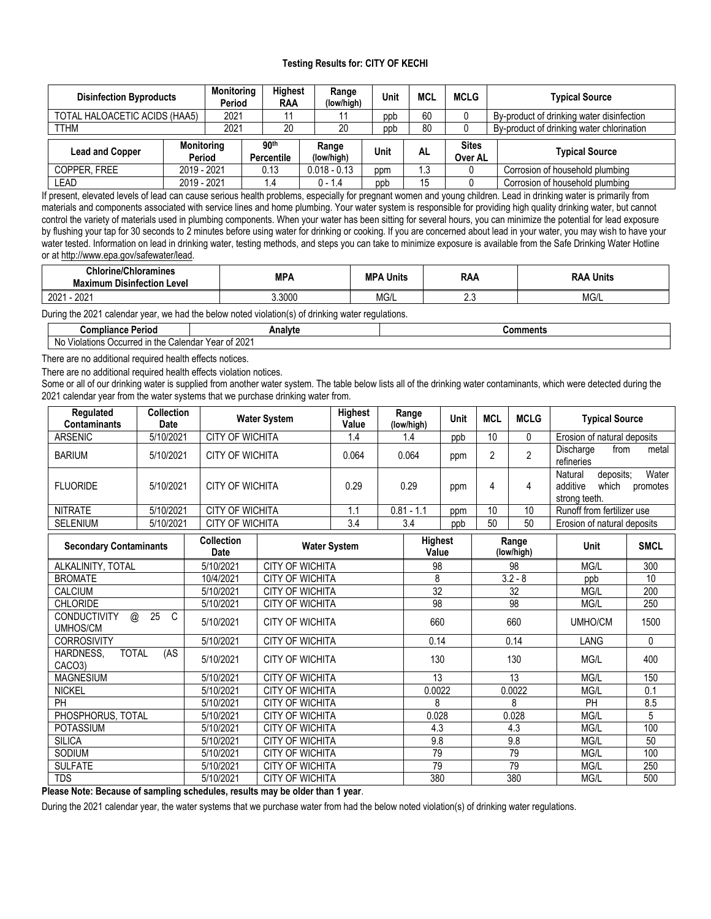**Testing Results for: CITY OF KECHI**

| Disinfection Byproducts | Monitoring Period | Highest RAA | Range (low/high) | Unit | MCL | MCLG | Typical Source |
|---|---|---|---|---|---|---|---|
| TOTAL HALOACETIC ACIDS (HAA5) | 2021 | 11 | 11 | ppb | 60 | 0 | By-product of drinking water disinfection |
| TTHM | 2021 | 20 | 20 | ppb | 80 | 0 | By-product of drinking water chlorination |

| Lead and Copper | Monitoring Period | 90th Percentile | Range (low/high) | Unit | AL | Sites Over AL | Typical Source |
|---|---|---|---|---|---|---|---|
| COPPER, FREE | 2019 - 2021 | 0.13 | 0.018 - 0.13 | ppm | 1.3 | 0 | Corrosion of household plumbing |
| LEAD | 2019 - 2021 | 1.4 | 0 - 1.4 | ppb | 15 | 0 | Corrosion of household plumbing |

If present, elevated levels of lead can cause serious health problems, especially for pregnant women and young children. Lead in drinking water is primarily from materials and components associated with service lines and home plumbing. Your water system is responsible for providing high quality drinking water, but cannot control the variety of materials used in plumbing components. When your water has been sitting for several hours, you can minimize the potential for lead exposure by flushing your tap for 30 seconds to 2 minutes before using water for drinking or cooking. If you are concerned about lead in your water, you may wish to have your water tested. Information on lead in drinking water, testing methods, and steps you can take to minimize exposure is available from the Safe Drinking Water Hotline or at http://www.epa.gov/safewater/lead.

| Chlorine/Chloramines Maximum Disinfection Level | MPA | MPA Units | RAA | RAA Units |
|---|---|---|---|---|
| 2021 - 2021 | 3.3000 | MG/L | 2.3 | MG/L |

During the 2021 calendar year, we had the below noted violation(s) of drinking water regulations.

| Compliance Period | Analyte | Comments |
|---|---|---|
| No Violations Occurred in the Calendar Year of 2021 | | |

There are no additional required health effects notices.

There are no additional required health effects violation notices.

Some or all of our drinking water is supplied from another water system. The table below lists all of the drinking water contaminants, which were detected during the 2021 calendar year from the water systems that we purchase drinking water from.

| Regulated Contaminants | Collection Date | Water System | Highest Value | Range (low/high) | Unit | MCL | MCLG | Typical Source |
|---|---|---|---|---|---|---|---|---|
| ARSENIC | 5/10/2021 | CITY OF WICHITA | 1.4 | 1.4 | ppb | 10 | 0 | Erosion of natural deposits |
| BARIUM | 5/10/2021 | CITY OF WICHITA | 0.064 | 0.064 | ppm | 2 | 2 | Discharge from metal refineries |
| FLUORIDE | 5/10/2021 | CITY OF WICHITA | 0.29 | 0.29 | ppm | 4 | 4 | Natural deposits; Water additive which promotes strong teeth. |
| NITRATE | 5/10/2021 | CITY OF WICHITA | 1.1 | 0.81 - 1.1 | ppm | 10 | 10 | Runoff from fertilizer use |
| SELENIUM | 5/10/2021 | CITY OF WICHITA | 3.4 | 3.4 | ppb | 50 | 50 | Erosion of natural deposits |

| Secondary Contaminants | Collection Date | Water System | Highest Value | Range (low/high) | Unit | SMCL |
|---|---|---|---|---|---|---|
| ALKALINITY, TOTAL | 5/10/2021 | CITY OF WICHITA | 98 | 98 | MG/L | 300 |
| BROMATE | 10/4/2021 | CITY OF WICHITA | 8 | 3.2 - 8 | ppb | 10 |
| CALCIUM | 5/10/2021 | CITY OF WICHITA | 32 | 32 | MG/L | 200 |
| CHLORIDE | 5/10/2021 | CITY OF WICHITA | 98 | 98 | MG/L | 250 |
| CONDUCTIVITY @ 25 C UMHOS/CM | 5/10/2021 | CITY OF WICHITA | 660 | 660 | UMHO/CM | 1500 |
| CORROSIVITY | 5/10/2021 | CITY OF WICHITA | 0.14 | 0.14 | LANG | 0 |
| HARDNESS, TOTAL (AS CACO3) | 5/10/2021 | CITY OF WICHITA | 130 | 130 | MG/L | 400 |
| MAGNESIUM | 5/10/2021 | CITY OF WICHITA | 13 | 13 | MG/L | 150 |
| NICKEL | 5/10/2021 | CITY OF WICHITA | 0.0022 | 0.0022 | MG/L | 0.1 |
| PH | 5/10/2021 | CITY OF WICHITA | 8 | 8 | PH | 8.5 |
| PHOSPHORUS, TOTAL | 5/10/2021 | CITY OF WICHITA | 0.028 | 0.028 | MG/L | 5 |
| POTASSIUM | 5/10/2021 | CITY OF WICHITA | 4.3 | 4.3 | MG/L | 100 |
| SILICA | 5/10/2021 | CITY OF WICHITA | 9.8 | 9.8 | MG/L | 50 |
| SODIUM | 5/10/2021 | CITY OF WICHITA | 79 | 79 | MG/L | 100 |
| SULFATE | 5/10/2021 | CITY OF WICHITA | 79 | 79 | MG/L | 250 |
| TDS | 5/10/2021 | CITY OF WICHITA | 380 | 380 | MG/L | 500 |

**Please Note: Because of sampling schedules, results may be older than 1 year**.

During the 2021 calendar year, the water systems that we purchase water from had the below noted violation(s) of drinking water regulations.